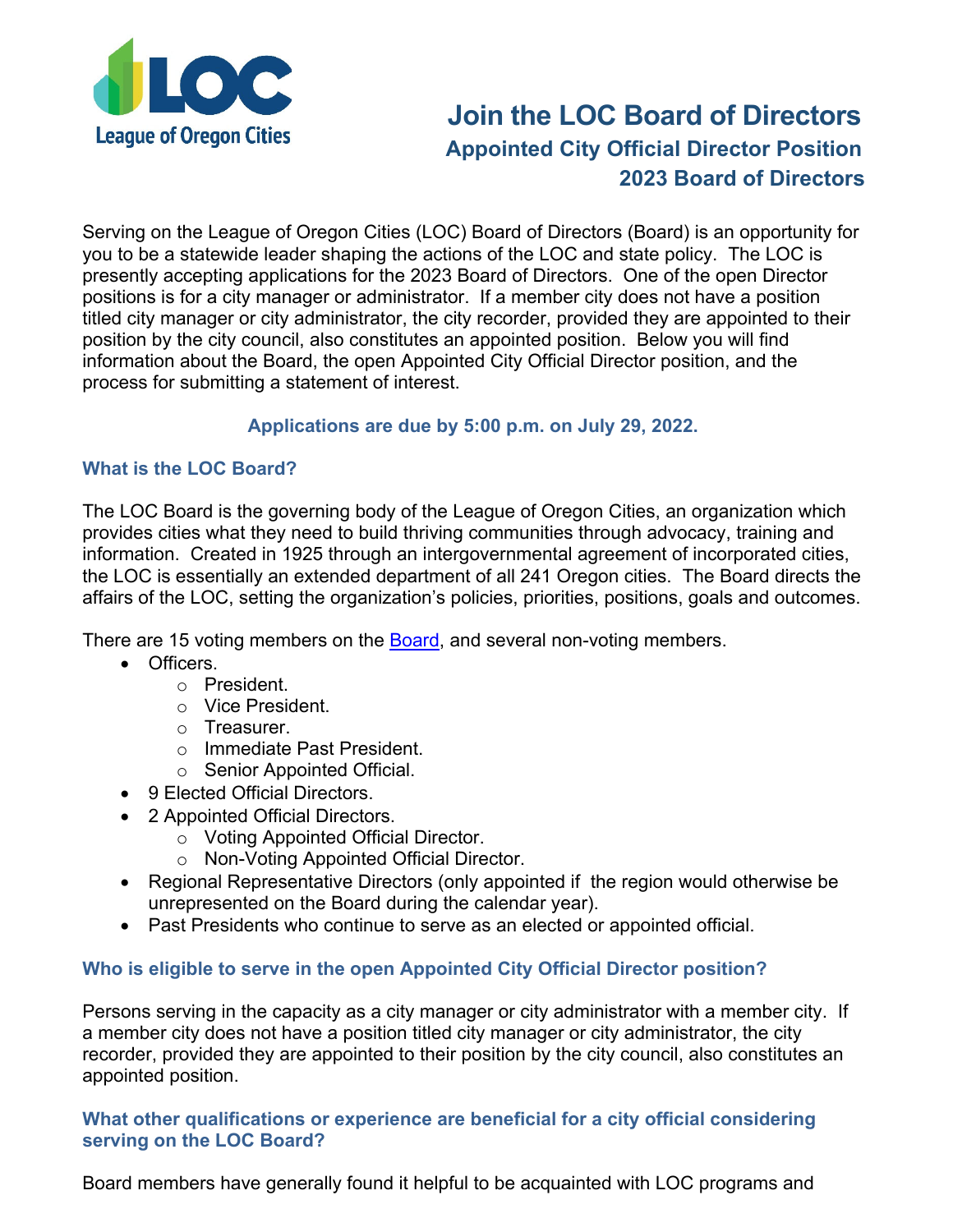League of Oregon Cities

# Join the LOC Board of Directors

## Appointed City Official Director Position

## 2023 Board of Directors

Serving on the League of Oregon Cities (LOC) Board of Directors (Board) is an opportunity for you to be a statewide leader shaping the actions of the LOC and state policy. The LOC is presently accepting applications for the 2023 Board of Directors. One of the open Director positions is for a city manager or administrator. If a member city does not have a position titled city manager or city administrator, the city recorder, provided they are appointed to their position by the city council, also constitutes an appointed position. Below you will find information about the Board, the open Appointed City Official Director position, and the process for submitting a statement of interest.

**Applications are due by 5:00 p.m. on July 29, 2022.**

### What is the LOC Board?

The LOC Board is the governing body of the League of Oregon Cities, an organization which provides cities what they need to build thriving communities through advocacy, training and information. Created in 1925 through an intergovernmental agreement of incorporated cities, the LOC is essentially an extended department of all 241 Oregon cities. The Board directs the affairs of the LOC, setting the organization's policies, priorities, positions, goals and outcomes.

There are 15 voting members on the Board, and several non-voting members.

- Officers.
  - President.
  - Vice President.
  - Treasurer.
  - Immediate Past President.
  - Senior Appointed Official.
- 9 Elected Official Directors.
- 2 Appointed Official Directors.
  - Voting Appointed Official Director.
  - Non-Voting Appointed Official Director.
- Regional Representative Directors (only appointed if the region would otherwise be unrepresented on the Board during the calendar year).
- Past Presidents who continue to serve as an elected or appointed official.

### Who is eligible to serve in the open Appointed City Official Director position?

Persons serving in the capacity as a city manager or city administrator with a member city. If a member city does not have a position titled city manager or city administrator, the city recorder, provided they are appointed to their position by the city council, also constitutes an appointed position.

### What other qualifications or experience are beneficial for a city official considering serving on the LOC Board?

Board members have generally found it helpful to be acquainted with LOC programs and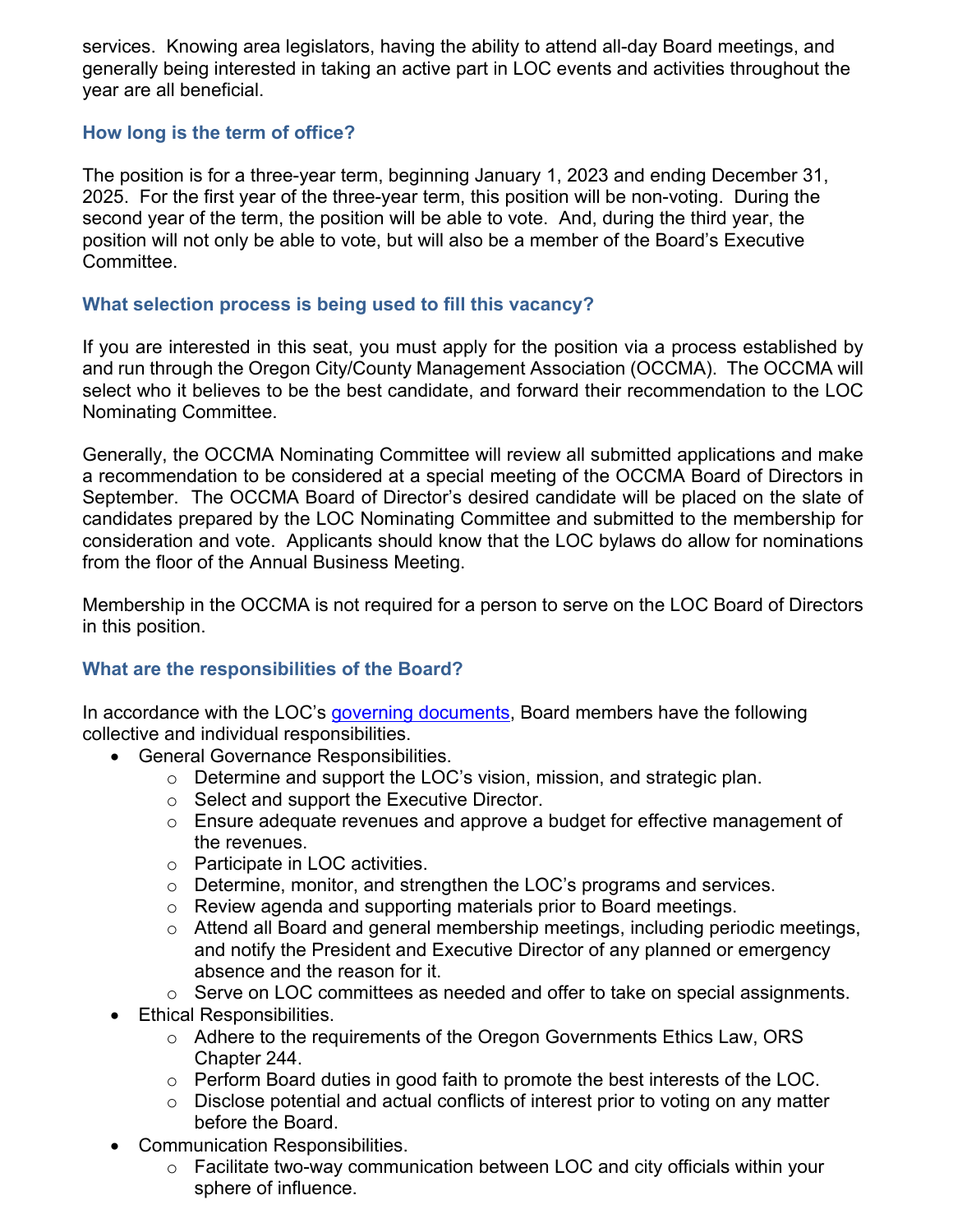services. Knowing area legislators, having the ability to attend all-day Board meetings, and generally being interested in taking an active part in LOC events and activities throughout the year are all beneficial.

### How long is the term of office?

The position is for a three-year term, beginning January 1, 2023 and ending December 31, 2025. For the first year of the three-year term, this position will be non-voting. During the second year of the term, the position will be able to vote. And, during the third year, the position will not only be able to vote, but will also be a member of the Board's Executive Committee.

### What selection process is being used to fill this vacancy?

If you are interested in this seat, you must apply for the position via a process established by and run through the Oregon City/County Management Association (OCCMA). The OCCMA will select who it believes to be the best candidate, and forward their recommendation to the LOC Nominating Committee.

Generally, the OCCMA Nominating Committee will review all submitted applications and make a recommendation to be considered at a special meeting of the OCCMA Board of Directors in September. The OCCMA Board of Director's desired candidate will be placed on the slate of candidates prepared by the LOC Nominating Committee and submitted to the membership for consideration and vote. Applicants should know that the LOC bylaws do allow for nominations from the floor of the Annual Business Meeting.

Membership in the OCCMA is not required for a person to serve on the LOC Board of Directors in this position.

### What are the responsibilities of the Board?

In accordance with the LOC's governing documents, Board members have the following collective and individual responsibilities.

- General Governance Responsibilities.
  - Determine and support the LOC's vision, mission, and strategic plan.
  - Select and support the Executive Director.
  - Ensure adequate revenues and approve a budget for effective management of the revenues.
  - Participate in LOC activities.
  - Determine, monitor, and strengthen the LOC's programs and services.
  - Review agenda and supporting materials prior to Board meetings.
  - Attend all Board and general membership meetings, including periodic meetings, and notify the President and Executive Director of any planned or emergency absence and the reason for it.
  - Serve on LOC committees as needed and offer to take on special assignments.
- Ethical Responsibilities.
  - Adhere to the requirements of the Oregon Governments Ethics Law, ORS Chapter 244.
  - Perform Board duties in good faith to promote the best interests of the LOC.
  - Disclose potential and actual conflicts of interest prior to voting on any matter before the Board.
- Communication Responsibilities.
  - Facilitate two-way communication between LOC and city officials within your sphere of influence.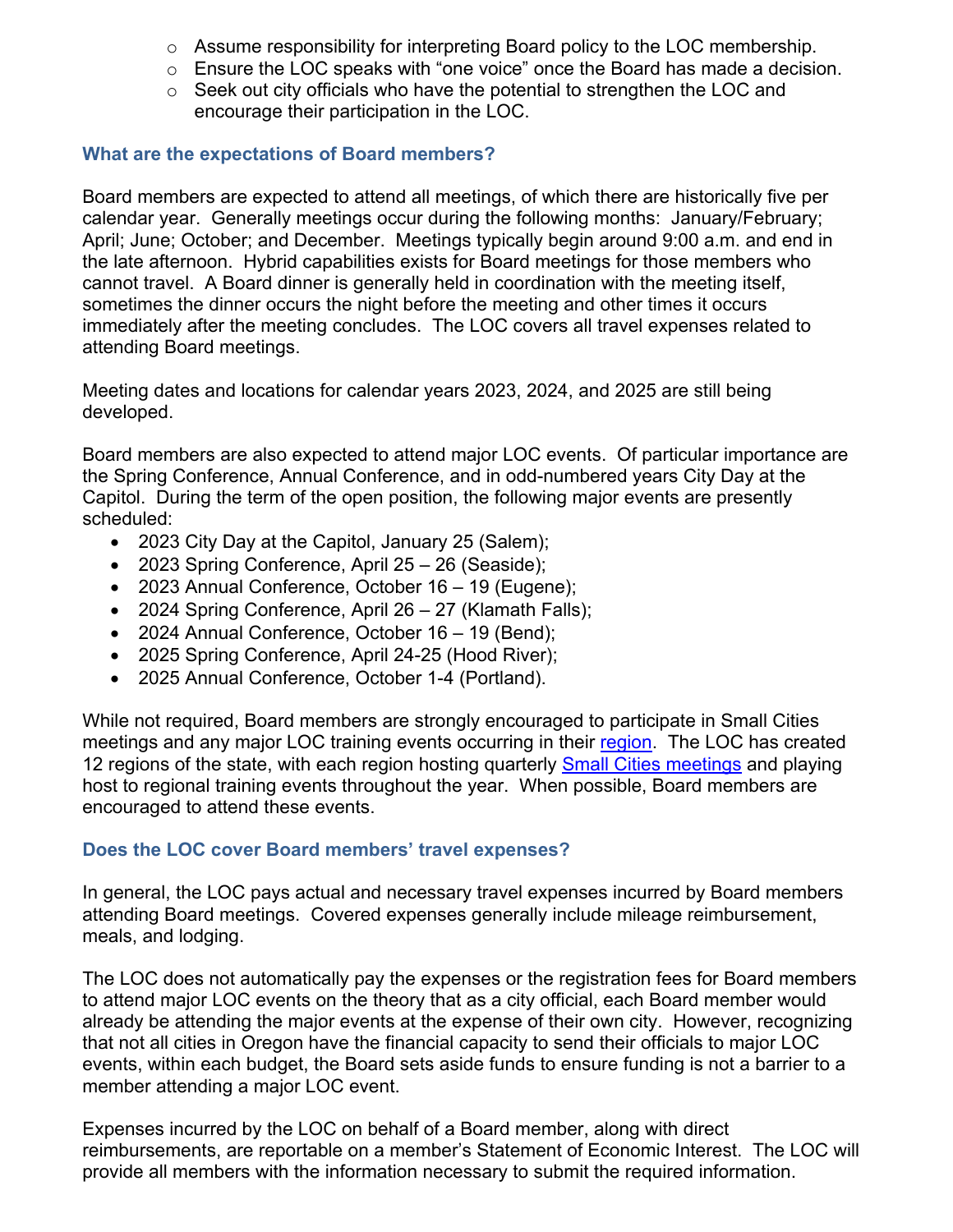- Assume responsibility for interpreting Board policy to the LOC membership.
- Ensure the LOC speaks with "one voice" once the Board has made a decision.
- Seek out city officials who have the potential to strengthen the LOC and encourage their participation in the LOC.

### What are the expectations of Board members?

Board members are expected to attend all meetings, of which there are historically five per calendar year. Generally meetings occur during the following months: January/February; April; June; October; and December. Meetings typically begin around 9:00 a.m. and end in the late afternoon. Hybrid capabilities exists for Board meetings for those members who cannot travel. A Board dinner is generally held in coordination with the meeting itself, sometimes the dinner occurs the night before the meeting and other times it occurs immediately after the meeting concludes. The LOC covers all travel expenses related to attending Board meetings.

Meeting dates and locations for calendar years 2023, 2024, and 2025 are still being developed.

Board members are also expected to attend major LOC events. Of particular importance are the Spring Conference, Annual Conference, and in odd-numbered years City Day at the Capitol. During the term of the open position, the following major events are presently scheduled:

- 2023 City Day at the Capitol, January 25 (Salem);
- 2023 Spring Conference, April 25 – 26 (Seaside);
- 2023 Annual Conference, October 16 – 19 (Eugene);
- 2024 Spring Conference, April 26 – 27 (Klamath Falls);
- 2024 Annual Conference, October 16 – 19 (Bend);
- 2025 Spring Conference, April 24-25 (Hood River);
- 2025 Annual Conference, October 1-4 (Portland).

While not required, Board members are strongly encouraged to participate in Small Cities meetings and any major LOC training events occurring in their region. The LOC has created 12 regions of the state, with each region hosting quarterly Small Cities meetings and playing host to regional training events throughout the year. When possible, Board members are encouraged to attend these events.

### Does the LOC cover Board members' travel expenses?

In general, the LOC pays actual and necessary travel expenses incurred by Board members attending Board meetings. Covered expenses generally include mileage reimbursement, meals, and lodging.

The LOC does not automatically pay the expenses or the registration fees for Board members to attend major LOC events on the theory that as a city official, each Board member would already be attending the major events at the expense of their own city. However, recognizing that not all cities in Oregon have the financial capacity to send their officials to major LOC events, within each budget, the Board sets aside funds to ensure funding is not a barrier to a member attending a major LOC event.

Expenses incurred by the LOC on behalf of a Board member, along with direct reimbursements, are reportable on a member's Statement of Economic Interest. The LOC will provide all members with the information necessary to submit the required information.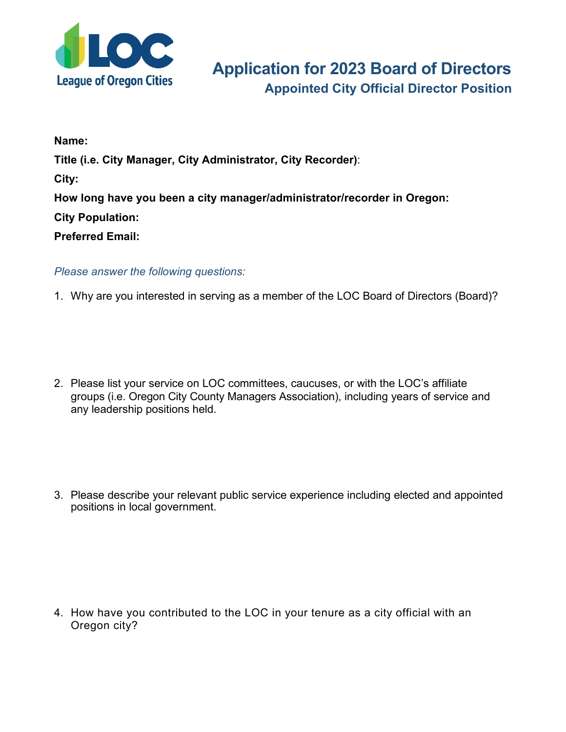League of Oregon Cities

# Application for 2023 Board of Directors

## Appointed City Official Director Position

**Name:**

**Title (i.e. City Manager, City Administrator, City Recorder)**:

**City:**

**How long have you been a city manager/administrator/recorder in Oregon:**

**City Population:**

**Preferred Email:**

*Please answer the following questions:*

1. Why are you interested in serving as a member of the LOC Board of Directors (Board)?

2. Please list your service on LOC committees, caucuses, or with the LOC's affiliate groups (i.e. Oregon City County Managers Association), including years of service and any leadership positions held.

3. Please describe your relevant public service experience including elected and appointed positions in local government.

4. How have you contributed to the LOC in your tenure as a city official with an Oregon city?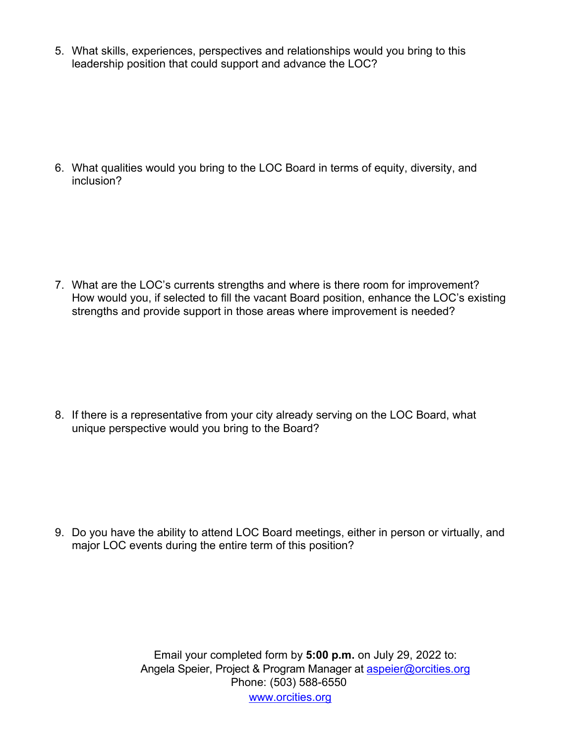5. What skills, experiences, perspectives and relationships would you bring to this leadership position that could support and advance the LOC?

6. What qualities would you bring to the LOC Board in terms of equity, diversity, and inclusion?

7. What are the LOC's currents strengths and where is there room for improvement? How would you, if selected to fill the vacant Board position, enhance the LOC's existing strengths and provide support in those areas where improvement is needed?

8. If there is a representative from your city already serving on the LOC Board, what unique perspective would you bring to the Board?

9. Do you have the ability to attend LOC Board meetings, either in person or virtually, and major LOC events during the entire term of this position?

Email your completed form by **5:00 p.m.** on July 29, 2022 to:
Angela Speier, Project & Program Manager at [aspeier@orcities.org](mailto:aspeier@orcities.org)
Phone: (503) 588-6550
[www.orcities.org](http://www.orcities.org)